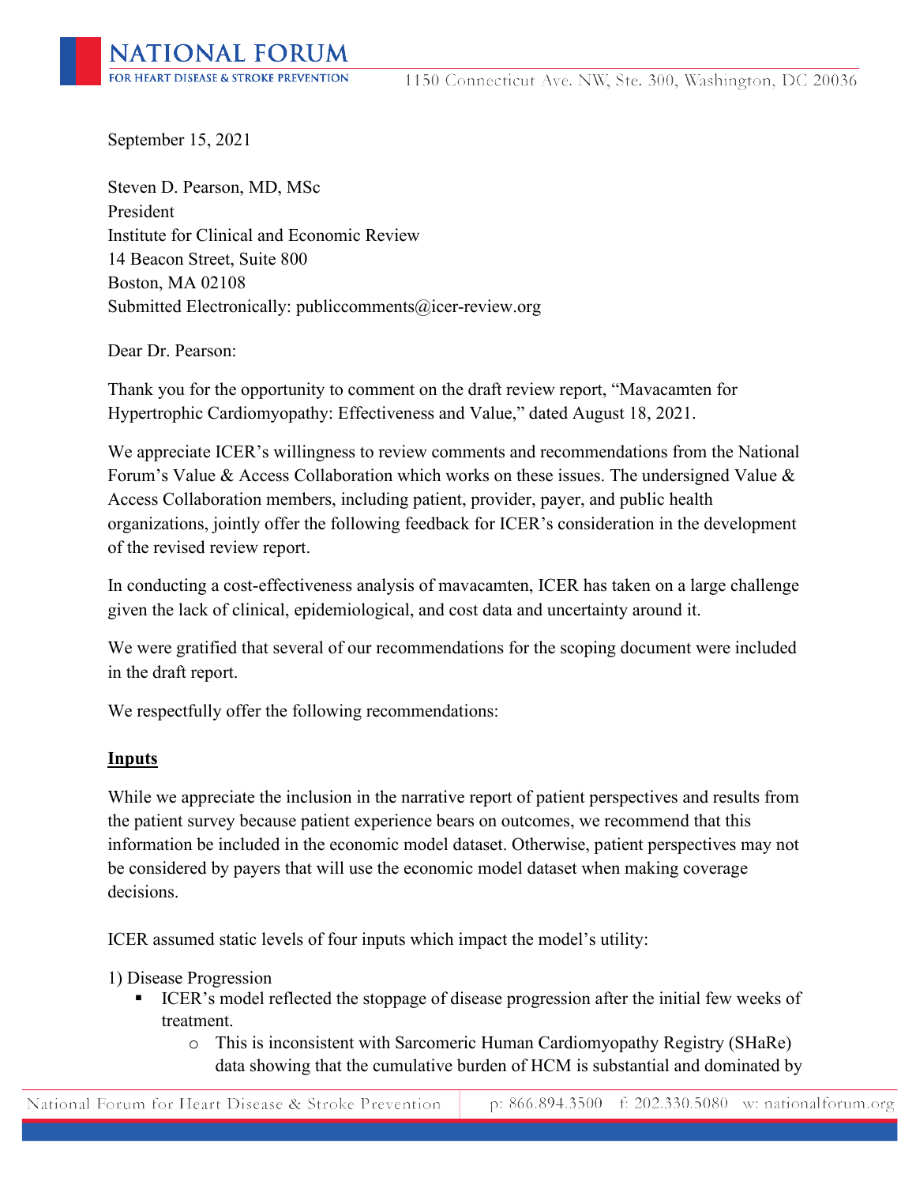September 15, 2021

Steven D. Pearson, MD, MSc
President
Institute for Clinical and Economic Review
14 Beacon Street, Suite 800
Boston, MA 02108
Submitted Electronically: publiccomments@icer-review.org

Dear Dr. Pearson:

Thank you for the opportunity to comment on the draft review report, "Mavacamten for Hypertrophic Cardiomyopathy: Effectiveness and Value," dated August 18, 2021.

We appreciate ICER's willingness to review comments and recommendations from the National Forum's Value & Access Collaboration which works on these issues. The undersigned Value & Access Collaboration members, including patient, provider, payer, and public health organizations, jointly offer the following feedback for ICER's consideration in the development of the revised review report.

In conducting a cost-effectiveness analysis of mavacamten, ICER has taken on a large challenge given the lack of clinical, epidemiological, and cost data and uncertainty around it.

We were gratified that several of our recommendations for the scoping document were included in the draft report.

We respectfully offer the following recommendations:

**Inputs**

While we appreciate the inclusion in the narrative report of patient perspectives and results from the patient survey because patient experience bears on outcomes, we recommend that this information be included in the economic model dataset. Otherwise, patient perspectives may not be considered by payers that will use the economic model dataset when making coverage decisions.

ICER assumed static levels of four inputs which impact the model's utility:

1) Disease Progression

- ICER's model reflected the stoppage of disease progression after the initial few weeks of treatment.
  - This is inconsistent with Sarcomeric Human Cardiomyopathy Registry (SHaRe) data showing that the cumulative burden of HCM is substantial and dominated by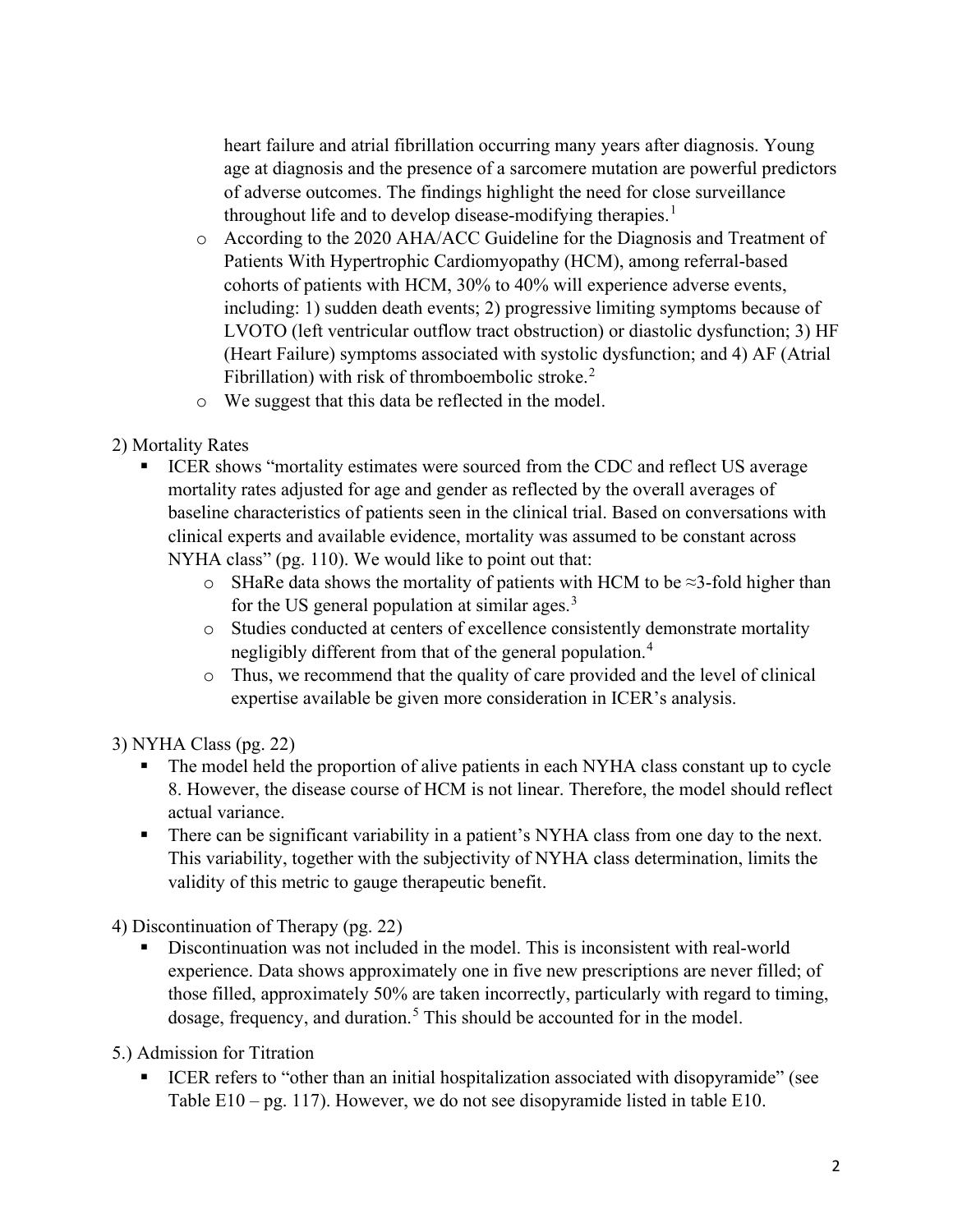heart failure and atrial fibrillation occurring many years after diagnosis. Young age at diagnosis and the presence of a sarcomere mutation are powerful predictors of adverse outcomes. The findings highlight the need for close surveillance throughout life and to develop disease-modifying therapies.[1]

- According to the 2020 AHA/ACC Guideline for the Diagnosis and Treatment of Patients With Hypertrophic Cardiomyopathy (HCM), among referral-based cohorts of patients with HCM, 30% to 40% will experience adverse events, including: 1) sudden death events; 2) progressive limiting symptoms because of LVOTO (left ventricular outflow tract obstruction) or diastolic dysfunction; 3) HF (Heart Failure) symptoms associated with systolic dysfunction; and 4) AF (Atrial Fibrillation) with risk of thromboembolic stroke.[2]
- We suggest that this data be reflected in the model.

2) Mortality Rates

- ICER shows "mortality estimates were sourced from the CDC and reflect US average mortality rates adjusted for age and gender as reflected by the overall averages of baseline characteristics of patients seen in the clinical trial. Based on conversations with clinical experts and available evidence, mortality was assumed to be constant across NYHA class" (pg. 110). We would like to point out that:
  - SHaRe data shows the mortality of patients with HCM to be ≈3-fold higher than for the US general population at similar ages.[3]
  - Studies conducted at centers of excellence consistently demonstrate mortality negligibly different from that of the general population.[4]
  - Thus, we recommend that the quality of care provided and the level of clinical expertise available be given more consideration in ICER's analysis.

3) NYHA Class (pg. 22)

- The model held the proportion of alive patients in each NYHA class constant up to cycle 8. However, the disease course of HCM is not linear. Therefore, the model should reflect actual variance.
- There can be significant variability in a patient's NYHA class from one day to the next. This variability, together with the subjectivity of NYHA class determination, limits the validity of this metric to gauge therapeutic benefit.

4) Discontinuation of Therapy (pg. 22)

- Discontinuation was not included in the model. This is inconsistent with real-world experience. Data shows approximately one in five new prescriptions are never filled; of those filled, approximately 50% are taken incorrectly, particularly with regard to timing, dosage, frequency, and duration.[5] This should be accounted for in the model.

5.) Admission for Titration

- ICER refers to "other than an initial hospitalization associated with disopyramide" (see Table E10 – pg. 117). However, we do not see disopyramide listed in table E10.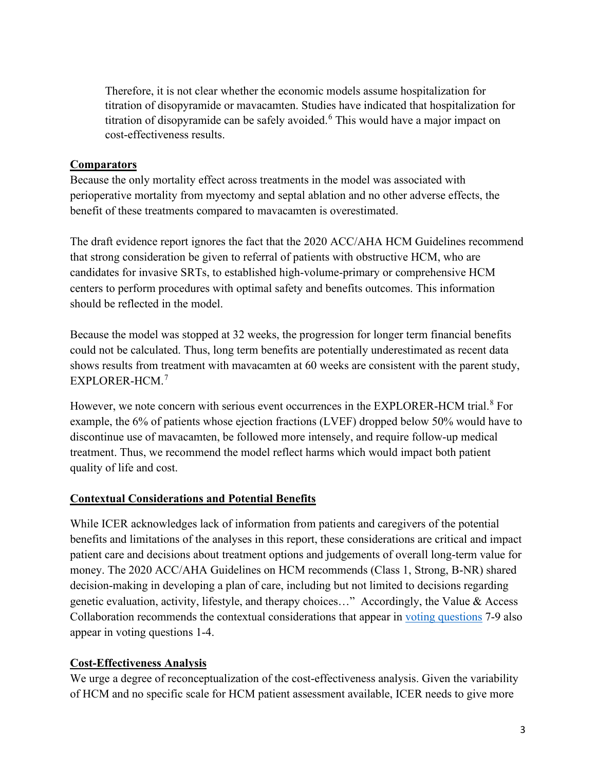Therefore, it is not clear whether the economic models assume hospitalization for titration of disopyramide or mavacamten. Studies have indicated that hospitalization for titration of disopyramide can be safely avoided.[6] This would have a major impact on cost-effectiveness results.

**Comparators**

Because the only mortality effect across treatments in the model was associated with perioperative mortality from myectomy and septal ablation and no other adverse effects, the benefit of these treatments compared to mavacamten is overestimated.

The draft evidence report ignores the fact that the 2020 ACC/AHA HCM Guidelines recommend that strong consideration be given to referral of patients with obstructive HCM, who are candidates for invasive SRTs, to established high-volume-primary or comprehensive HCM centers to perform procedures with optimal safety and benefits outcomes. This information should be reflected in the model.

Because the model was stopped at 32 weeks, the progression for longer term financial benefits could not be calculated. Thus, long term benefits are potentially underestimated as recent data shows results from treatment with mavacamten at 60 weeks are consistent with the parent study, EXPLORER-HCM.[7]

However, we note concern with serious event occurrences in the EXPLORER-HCM trial.[8] For example, the 6% of patients whose ejection fractions (LVEF) dropped below 50% would have to discontinue use of mavacamten, be followed more intensely, and require follow-up medical treatment. Thus, we recommend the model reflect harms which would impact both patient quality of life and cost.

**Contextual Considerations and Potential Benefits**

While ICER acknowledges lack of information from patients and caregivers of the potential benefits and limitations of the analyses in this report, these considerations are critical and impact patient care and decisions about treatment options and judgements of overall long-term value for money. The 2020 ACC/AHA Guidelines on HCM recommends (Class 1, Strong, B-NR) shared decision-making in developing a plan of care, including but not limited to decisions regarding genetic evaluation, activity, lifestyle, and therapy choices…" Accordingly, the Value & Access Collaboration recommends the contextual considerations that appear in voting questions 7-9 also appear in voting questions 1-4.

**Cost-Effectiveness Analysis**

We urge a degree of reconceptualization of the cost-effectiveness analysis. Given the variability of HCM and no specific scale for HCM patient assessment available, ICER needs to give more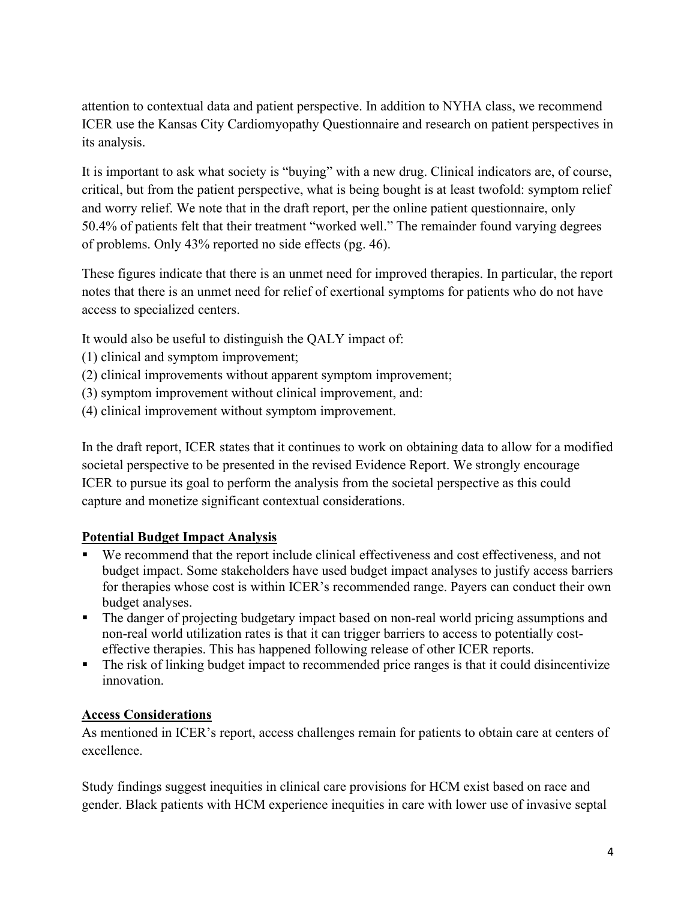attention to contextual data and patient perspective. In addition to NYHA class, we recommend ICER use the Kansas City Cardiomyopathy Questionnaire and research on patient perspectives in its analysis.

It is important to ask what society is "buying" with a new drug. Clinical indicators are, of course, critical, but from the patient perspective, what is being bought is at least twofold: symptom relief and worry relief. We note that in the draft report, per the online patient questionnaire, only 50.4% of patients felt that their treatment "worked well." The remainder found varying degrees of problems. Only 43% reported no side effects (pg. 46).

These figures indicate that there is an unmet need for improved therapies. In particular, the report notes that there is an unmet need for relief of exertional symptoms for patients who do not have access to specialized centers.

It would also be useful to distinguish the QALY impact of:
(1) clinical and symptom improvement;
(2) clinical improvements without apparent symptom improvement;
(3) symptom improvement without clinical improvement, and:
(4) clinical improvement without symptom improvement.

In the draft report, ICER states that it continues to work on obtaining data to allow for a modified societal perspective to be presented in the revised Evidence Report. We strongly encourage ICER to pursue its goal to perform the analysis from the societal perspective as this could capture and monetize significant contextual considerations.

**<u>Potential Budget Impact Analysis</u>**

- We recommend that the report include clinical effectiveness and cost effectiveness, and not budget impact. Some stakeholders have used budget impact analyses to justify access barriers for therapies whose cost is within ICER's recommended range. Payers can conduct their own budget analyses.
- The danger of projecting budgetary impact based on non-real world pricing assumptions and non-real world utilization rates is that it can trigger barriers to access to potentially cost-effective therapies. This has happened following release of other ICER reports.
- The risk of linking budget impact to recommended price ranges is that it could disincentivize innovation.

**<u>Access Considerations</u>**

As mentioned in ICER's report, access challenges remain for patients to obtain care at centers of excellence.

Study findings suggest inequities in clinical care provisions for HCM exist based on race and gender. Black patients with HCM experience inequities in care with lower use of invasive septal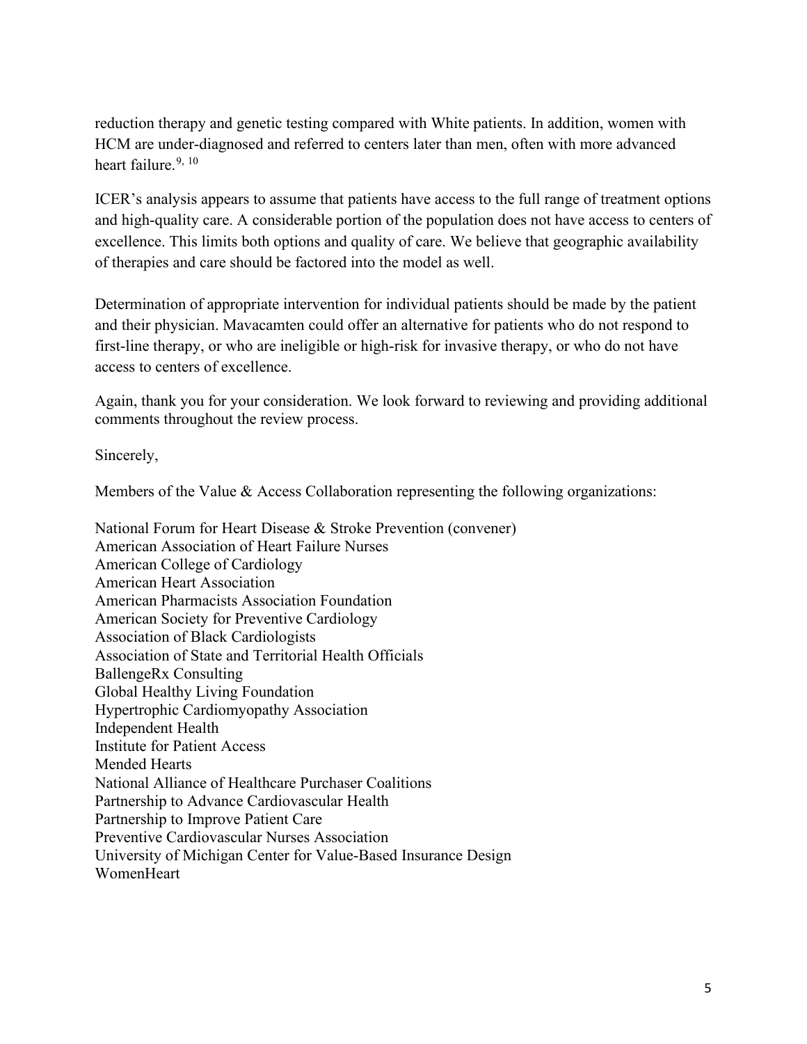reduction therapy and genetic testing compared with White patients. In addition, women with HCM are under-diagnosed and referred to centers later than men, often with more advanced heart failure.[9, 10]

ICER's analysis appears to assume that patients have access to the full range of treatment options and high-quality care. A considerable portion of the population does not have access to centers of excellence. This limits both options and quality of care. We believe that geographic availability of therapies and care should be factored into the model as well.

Determination of appropriate intervention for individual patients should be made by the patient and their physician. Mavacamten could offer an alternative for patients who do not respond to first-line therapy, or who are ineligible or high-risk for invasive therapy, or who do not have access to centers of excellence.

Again, thank you for your consideration. We look forward to reviewing and providing additional comments throughout the review process.

Sincerely,

Members of the Value & Access Collaboration representing the following organizations:

National Forum for Heart Disease & Stroke Prevention (convener)
American Association of Heart Failure Nurses
American College of Cardiology
American Heart Association
American Pharmacists Association Foundation
American Society for Preventive Cardiology
Association of Black Cardiologists
Association of State and Territorial Health Officials
BallengeRx Consulting
Global Healthy Living Foundation
Hypertrophic Cardiomyopathy Association
Independent Health
Institute for Patient Access
Mended Hearts
National Alliance of Healthcare Purchaser Coalitions
Partnership to Advance Cardiovascular Health
Partnership to Improve Patient Care
Preventive Cardiovascular Nurses Association
University of Michigan Center for Value-Based Insurance Design
WomenHeart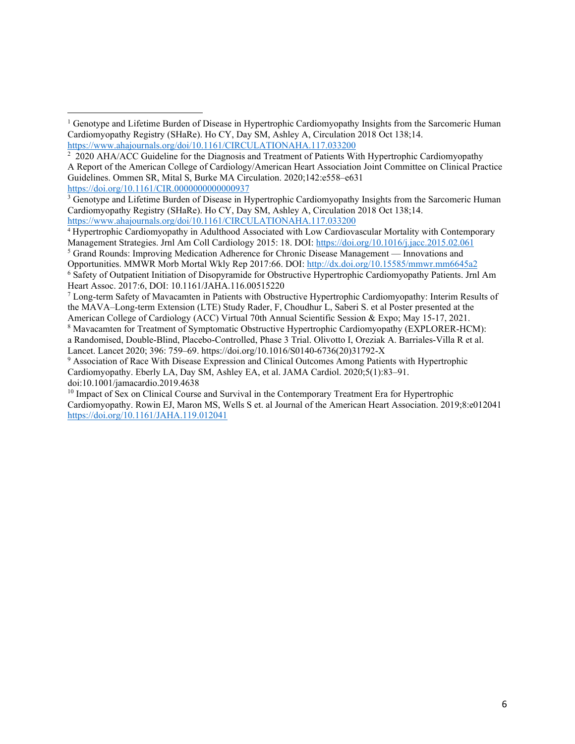[1] Genotype and Lifetime Burden of Disease in Hypertrophic Cardiomyopathy Insights from the Sarcomeric Human Cardiomyopathy Registry (SHaRe). Ho CY, Day SM, Ashley A, Circulation 2018 Oct 138;14. https://www.ahajournals.org/doi/10.1161/CIRCULATIONAHA.117.033200

[2] 2020 AHA/ACC Guideline for the Diagnosis and Treatment of Patients With Hypertrophic Cardiomyopathy A Report of the American College of Cardiology/American Heart Association Joint Committee on Clinical Practice Guidelines. Ommen SR, Mital S, Burke MA Circulation. 2020;142:e558–e631 https://doi.org/10.1161/CIR.0000000000000937

[3] Genotype and Lifetime Burden of Disease in Hypertrophic Cardiomyopathy Insights from the Sarcomeric Human Cardiomyopathy Registry (SHaRe). Ho CY, Day SM, Ashley A, Circulation 2018 Oct 138;14. https://www.ahajournals.org/doi/10.1161/CIRCULATIONAHA.117.033200

[4] Hypertrophic Cardiomyopathy in Adulthood Associated with Low Cardiovascular Mortality with Contemporary Management Strategies. Jrnl Am Coll Cardiology 2015: 18. DOI: https://doi.org/10.1016/j.jacc.2015.02.061

[5] Grand Rounds: Improving Medication Adherence for Chronic Disease Management — Innovations and Opportunities. MMWR Morb Mortal Wkly Rep 2017:66. DOI: http://dx.doi.org/10.15585/mmwr.mm6645a2

[6] Safety of Outpatient Initiation of Disopyramide for Obstructive Hypertrophic Cardiomyopathy Patients. Jrnl Am Heart Assoc. 2017:6, DOI: 10.1161/JAHA.116.00515220

[7] Long-term Safety of Mavacamten in Patients with Obstructive Hypertrophic Cardiomyopathy: Interim Results of the MAVA–Long-term Extension (LTE) Study Rader, F, Choudhur L, Saberi S. et al Poster presented at the American College of Cardiology (ACC) Virtual 70th Annual Scientific Session & Expo; May 15-17, 2021.

[8] Mavacamten for Treatment of Symptomatic Obstructive Hypertrophic Cardiomyopathy (EXPLORER-HCM): a Randomised, Double-Blind, Placebo-Controlled, Phase 3 Trial. Olivotto I, Oreziak A. Barriales-Villa R et al. Lancet. Lancet 2020; 396: 759–69. https://doi.org/10.1016/S0140-6736(20)31792-X

[9] Association of Race With Disease Expression and Clinical Outcomes Among Patients with Hypertrophic Cardiomyopathy. Eberly LA, Day SM, Ashley EA, et al. JAMA Cardiol. 2020;5(1):83–91. doi:10.1001/jamacardio.2019.4638

[10] Impact of Sex on Clinical Course and Survival in the Contemporary Treatment Era for Hypertrophic Cardiomyopathy. Rowin EJ, Maron MS, Wells S et. al Journal of the American Heart Association. 2019;8:e012041 https://doi.org/10.1161/JAHA.119.012041